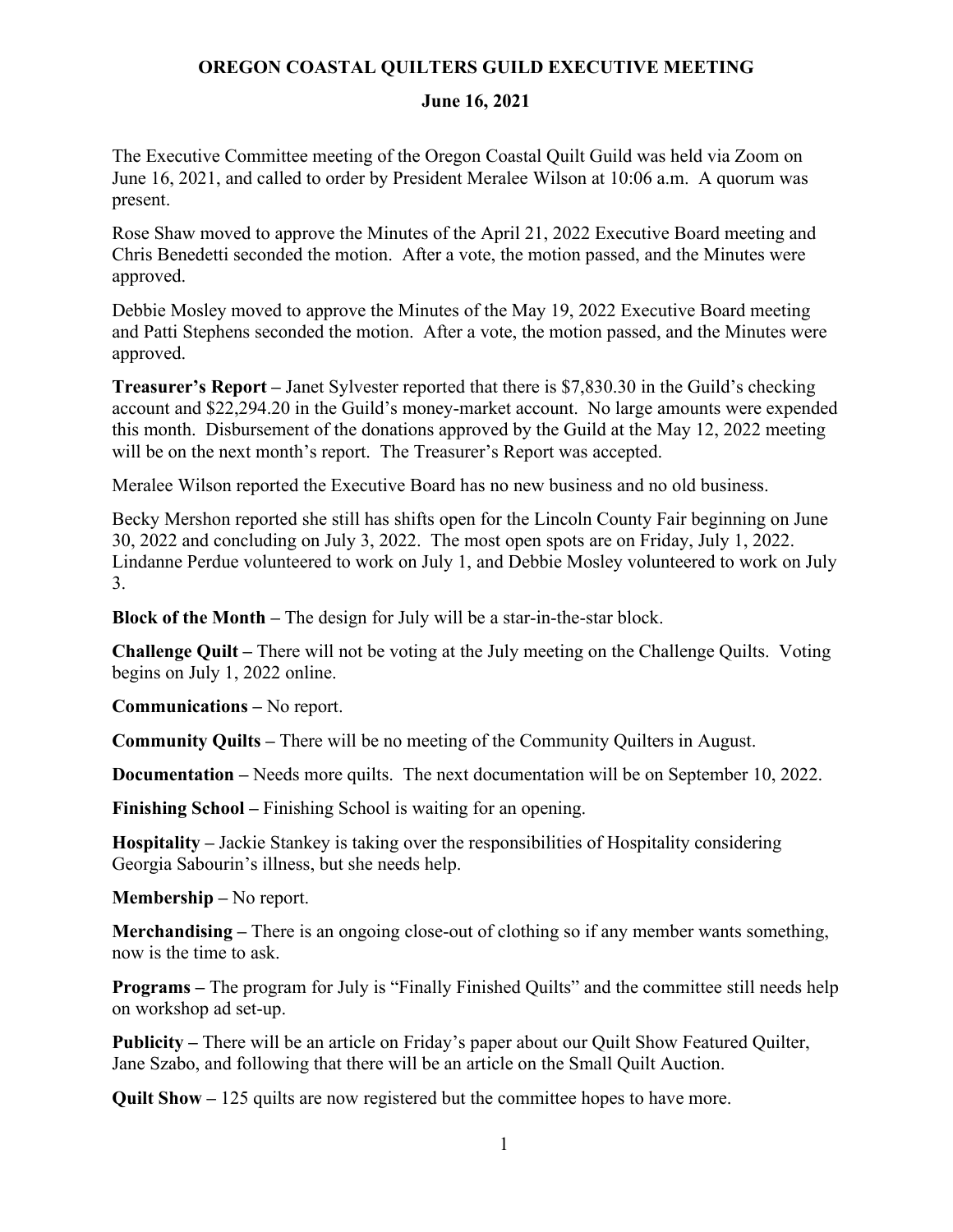# OREGON COASTAL QUILTERS GUILD EXECUTIVE MEETING

## June 16, 2021

The Executive Committee meeting of the Oregon Coastal Quilt Guild was held via Zoom on June 16, 2021, and called to order by President Meralee Wilson at 10:06 a.m. A quorum was present.

Rose Shaw moved to approve the Minutes of the April 21, 2022 Executive Board meeting and Chris Benedetti seconded the motion. After a vote, the motion passed, and the Minutes were approved.

Debbie Mosley moved to approve the Minutes of the May 19, 2022 Executive Board meeting and Patti Stephens seconded the motion. After a vote, the motion passed, and the Minutes were approved.

**Treasurer's Report –** Janet Sylvester reported that there is $7,830.30 in the Guild's checking account and $22,294.20 in the Guild's money-market account. No large amounts were expended this month. Disbursement of the donations approved by the Guild at the May 12, 2022 meeting will be on the next month's report. The Treasurer's Report was accepted.

Meralee Wilson reported the Executive Board has no new business and no old business.

Becky Mershon reported she still has shifts open for the Lincoln County Fair beginning on June 30, 2022 and concluding on July 3, 2022. The most open spots are on Friday, July 1, 2022. Lindanne Perdue volunteered to work on July 1, and Debbie Mosley volunteered to work on July 3.

**Block of the Month –** The design for July will be a star-in-the-star block.

**Challenge Quilt –** There will not be voting at the July meeting on the Challenge Quilts. Voting begins on July 1, 2022 online.

**Communications –** No report.

**Community Quilts –** There will be no meeting of the Community Quilters in August.

**Documentation –** Needs more quilts. The next documentation will be on September 10, 2022.

**Finishing School –** Finishing School is waiting for an opening.

**Hospitality –** Jackie Stankey is taking over the responsibilities of Hospitality considering Georgia Sabourin's illness, but she needs help.

**Membership –** No report.

**Merchandising –** There is an ongoing close-out of clothing so if any member wants something, now is the time to ask.

**Programs –** The program for July is "Finally Finished Quilts" and the committee still needs help on workshop ad set-up.

**Publicity –** There will be an article on Friday's paper about our Quilt Show Featured Quilter, Jane Szabo, and following that there will be an article on the Small Quilt Auction.

**Quilt Show –** 125 quilts are now registered but the committee hopes to have more.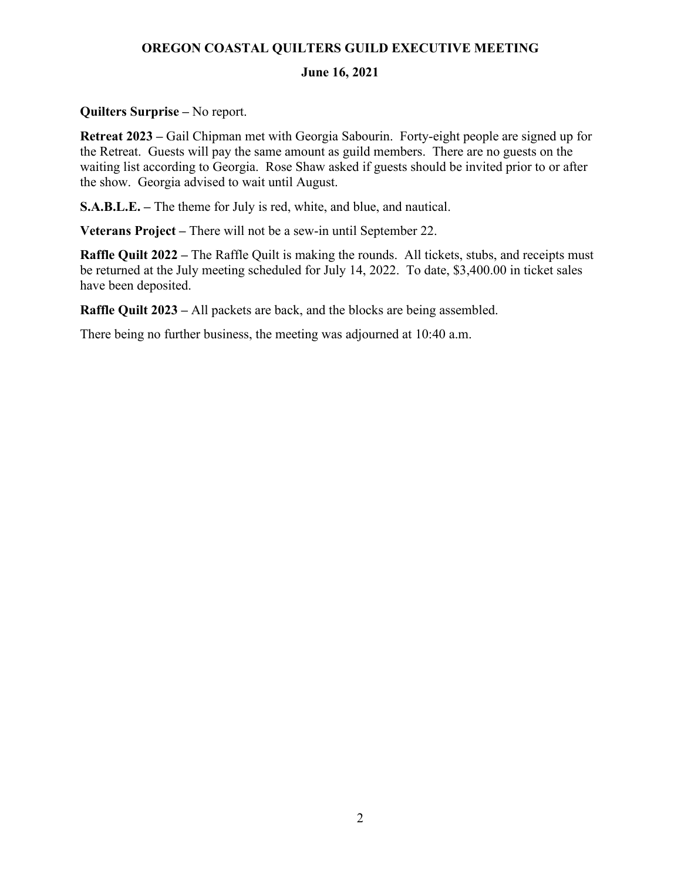**Quilters Surprise –** No report.

**Retreat 2023 –** Gail Chipman met with Georgia Sabourin. Forty-eight people are signed up for the Retreat. Guests will pay the same amount as guild members. There are no guests on the waiting list according to Georgia. Rose Shaw asked if guests should be invited prior to or after the show. Georgia advised to wait until August.

**S.A.B.L.E. –** The theme for July is red, white, and blue, and nautical.

**Veterans Project –** There will not be a sew-in until September 22.

**Raffle Quilt 2022 –** The Raffle Quilt is making the rounds. All tickets, stubs, and receipts must be returned at the July meeting scheduled for July 14, 2022. To date, $3,400.00 in ticket sales have been deposited.

**Raffle Quilt 2023 –** All packets are back, and the blocks are being assembled.

There being no further business, the meeting was adjourned at 10:40 a.m.